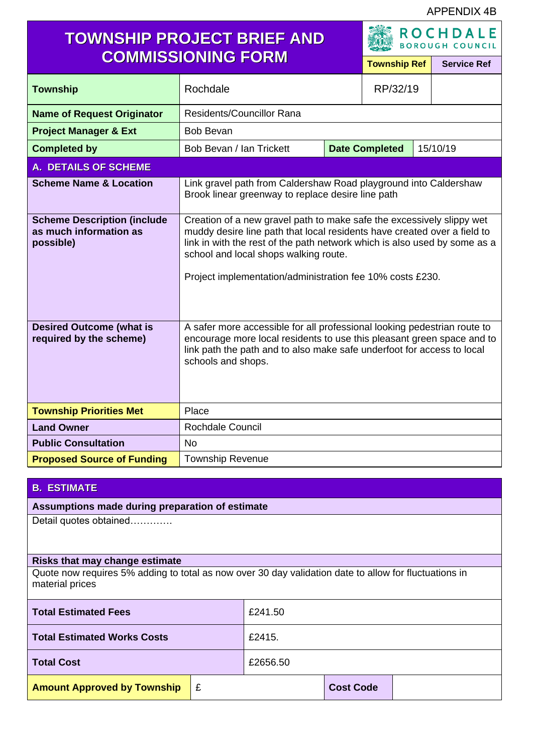APPENDIX 4B

# TOWNSHIP PROJECT BRIEF AND COMMISSIONING FORM

ROCHDALE BOROUGH COUNCIL

| | | Township Ref | Service Ref |
|---|---|---|---|
| **Township** | Rochdale | RP/32/19 | |
| **Name of Request Originator** | Residents/Councillor Rana | | |
| **Project Manager & Ext** | Bob Bevan | | |
| **Completed by** | Bob Bevan / Ian Trickett | **Date Completed** | 15/10/19 |

## A. DETAILS OF SCHEME

| | |
|---|---|
| **Scheme Name & Location** | Link gravel path from Caldershaw Road playground into Caldershaw Brook linear greenway to replace desire line path |
| **Scheme Description (include as much information as possible)** | Creation of a new gravel path to make safe the excessively slippy wet muddy desire line path that local residents have created over a field to link in with the rest of the path network which is also used by some as a school and local shops walking route.<br><br>Project implementation/administration fee 10% costs £230. |
| **Desired Outcome (what is required by the scheme)** | A safer more accessible for all professional looking pedestrian route to encourage more local residents to use this pleasant green space and to link path the path and to also make safe underfoot for access to local schools and shops. |
| **Township Priorities Met** | Place |
| **Land Owner** | Rochdale Council |
| **Public Consultation** | No |
| **Proposed Source of Funding** | Township Revenue |

## B. ESTIMATE

**Assumptions made during preparation of estimate**

Detail quotes obtained…………

**Risks that may change estimate**

Quote now requires 5% adding to total as now over 30 day validation date to allow for fluctuations in material prices

| | | | |
|---|---|---|---|
| **Total Estimated Fees** | £241.50 | | |
| **Total Estimated Works Costs** | £2415. | | |
| **Total Cost** | £2656.50 | | |
| **Amount Approved by Township** | £ | **Cost Code** | |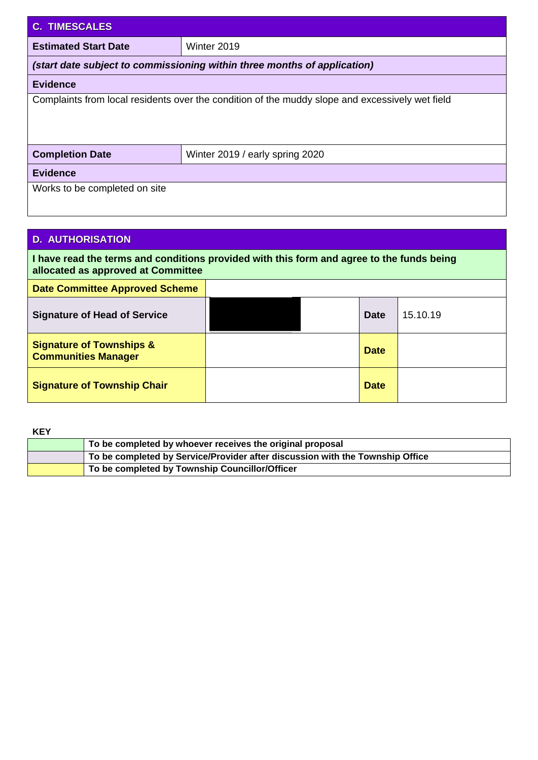| **C. TIMESCALES** | |
|---|---|
| **Estimated Start Date** | Winter 2019 |
| ***(start date subject to commissioning within three months of application)*** | |
| **Evidence** | |
| Complaints from local residents over the condition of the muddy slope and excessively wet field | |
| **Completion Date** | Winter 2019 / early spring 2020 |
| **Evidence** | |
| Works to be completed on site | |

| **D. AUTHORISATION** | | | |
|---|---|---|---|
| **I have read the terms and conditions provided with this form and agree to the funds being allocated as approved at Committee** | | | |
| **Date Committee Approved Scheme** | | | |
| **Signature of Head of Service** | | **Date** | 15.10.19 |
| **Signature of Townships & Communities Manager** | | **Date** | |
| **Signature of Township Chair** | | **Date** | |

**KEY**

| | |
|---|---|
| (green) | **To be completed by whoever receives the original proposal** |
| (grey) | **To be completed by Service/Provider after discussion with the Township Office** |
| (yellow) | **To be completed by Township Councillor/Officer** |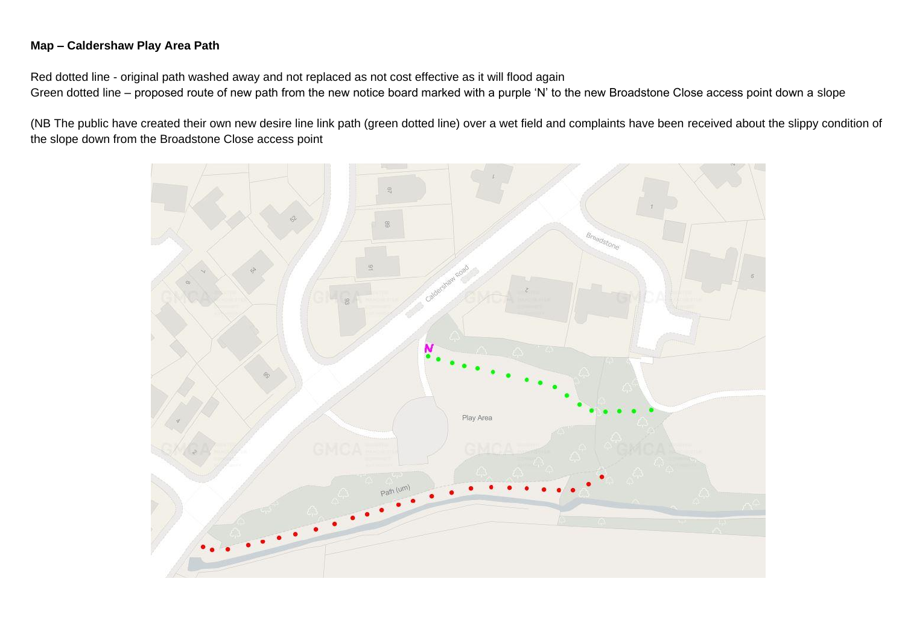**Map – Caldershaw Play Area Path**

Red dotted line - original path washed away and not replaced as not cost effective as it will flood again

Green dotted line – proposed route of new path from the new notice board marked with a purple 'N' to the new Broadstone Close access point down a slope

(NB The public have created their own new desire line link path (green dotted line) over a wet field and complaints have been received about the slippy condition of the slope down from the Broadstone Close access point